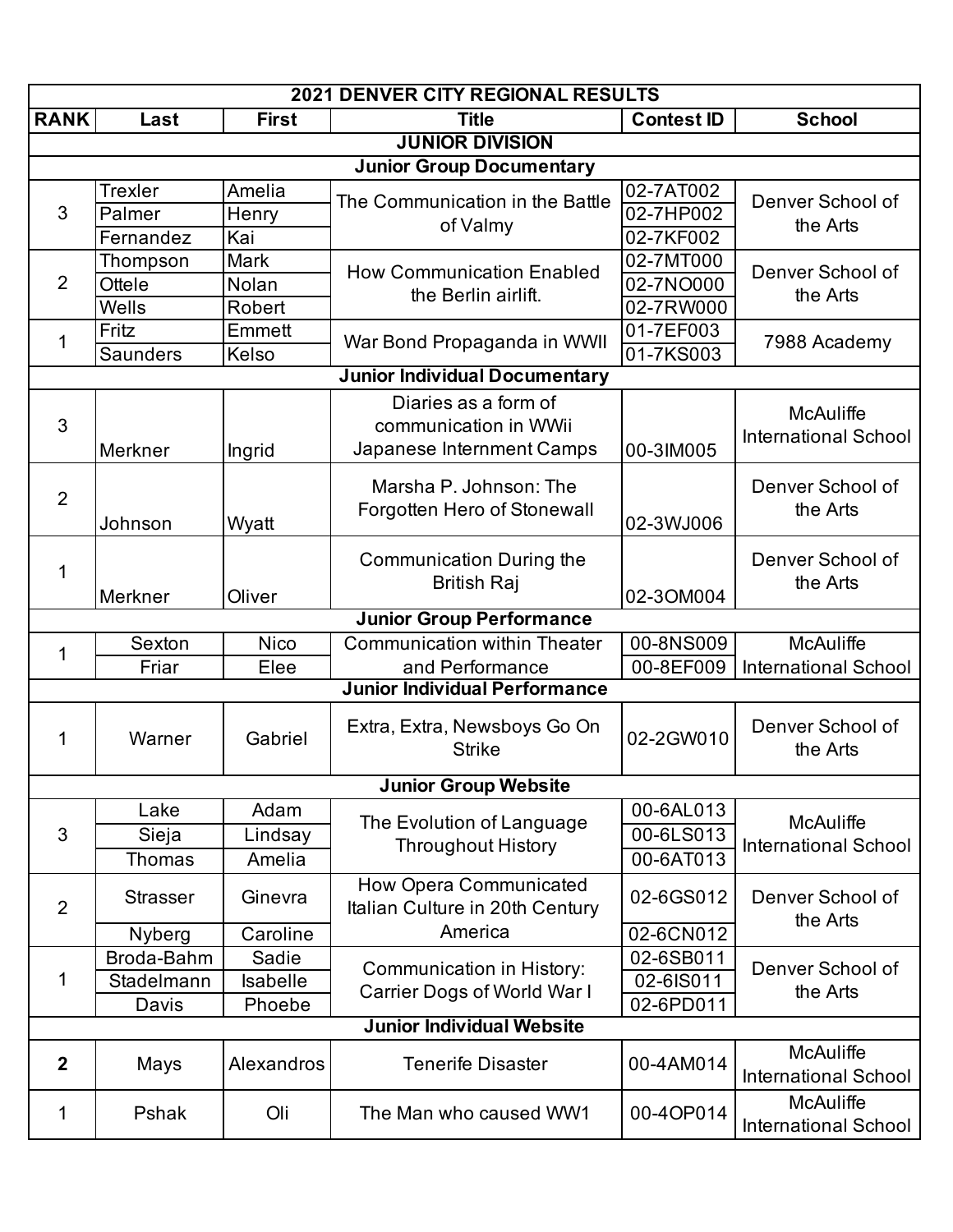# 2021 DENVER CITY REGIONAL RESULTS

| RANK | Last | First | Title | Contest ID | School |
|---|---|---|---|---|---|
| **JUNIOR DIVISION** | | | | | |
| **Junior Group Documentary** | | | | | |
| 3 | Trexler | Amelia | The Communication in the Battle of Valmy | 02-7AT002 | Denver School of the Arts |
| | Palmer | Henry | | 02-7HP002 | |
| | Fernandez | Kai | | 02-7KF002 | |
| 2 | Thompson | Mark | How Communication Enabled the Berlin airlift. | 02-7MT000 | Denver School of the Arts |
| | Ottele | Nolan | | 02-7NO000 | |
| | Wells | Robert | | 02-7RW000 | |
| 1 | Fritz | Emmett | War Bond Propaganda in WWII | 01-7EF003 | 7988 Academy |
| | Saunders | Kelso | | 01-7KS003 | |
| **Junior Individual Documentary** | | | | | |
| 3 | Merkner | Ingrid | Diaries as a form of communication in WWii Japanese Internment Camps | 00-3IM005 | McAuliffe International School |
| 2 | Johnson | Wyatt | Marsha P. Johnson: The Forgotten Hero of Stonewall | 02-3WJ006 | Denver School of the Arts |
| 1 | Merkner | Oliver | Communication During the British Raj | 02-3OM004 | Denver School of the Arts |
| **Junior Group Performance** | | | | | |
| 1 | Sexton | Nico | Communication within Theater and Performance | 00-8NS009 | McAuliffe International School |
| | Friar | Elee | | 00-8EF009 | |
| **Junior Individual Performance** | | | | | |
| 1 | Warner | Gabriel | Extra, Extra, Newsboys Go On Strike | 02-2GW010 | Denver School of the Arts |
| **Junior Group Website** | | | | | |
| 3 | Lake | Adam | The Evolution of Language Throughout History | 00-6AL013 | McAuliffe International School |
| | Sieja | Lindsay | | 00-6LS013 | |
| | Thomas | Amelia | | 00-6AT013 | |
| 2 | Strasser | Ginevra | How Opera Communicated Italian Culture in 20th Century America | 02-6GS012 | Denver School of the Arts |
| | Nyberg | Caroline | | 02-6CN012 | |
| 1 | Broda-Bahm | Sadie | Communication in History: Carrier Dogs of World War I | 02-6SB011 | Denver School of the Arts |
| | Stadelmann | Isabelle | | 02-6IS011 | |
| | Davis | Phoebe | | 02-6PD011 | |
| **Junior Individual Website** | | | | | |
| **2** | Mays | Alexandros | Tenerife Disaster | 00-4AM014 | McAuliffe International School |
| 1 | Pshak | Oli | The Man who caused WW1 | 00-4OP014 | McAuliffe International School |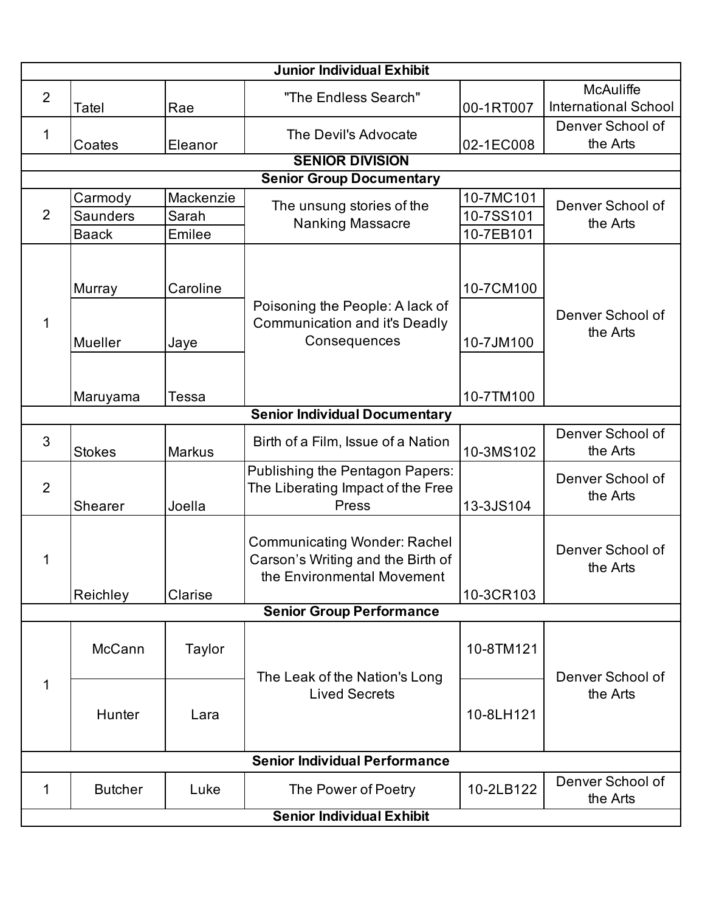| Junior Individual Exhibit | | | | | |
|---|---|---|---|---|---|
| 2 | Tatel | Rae | "The Endless Search" | 00-1RT007 | McAuliffe International School |
| 1 | Coates | Eleanor | The Devil's Advocate | 02-1EC008 | Denver School of the Arts |
| **SENIOR DIVISION** | | | | | |
| **Senior Group Documentary** | | | | | |
| 2 | Carmody | Mackenzie | The unsung stories of the Nanking Massacre | 10-7MC101 | Denver School of the Arts |
| | Saunders | Sarah | | 10-7SS101 | |
| | Baack | Emilee | | 10-7EB101 | |
| 1 | Murray | Caroline | Poisoning the People: A lack of Communication and it's Deadly Consequences | 10-7CM100 | Denver School of the Arts |
| | Mueller | Jaye | | 10-7JM100 | |
| | Maruyama | Tessa | | 10-7TM100 | |
| **Senior Individual Documentary** | | | | | |
| 3 | Stokes | Markus | Birth of a Film, Issue of a Nation | 10-3MS102 | Denver School of the Arts |
| 2 | Shearer | Joella | Publishing the Pentagon Papers: The Liberating Impact of the Free Press | 13-3JS104 | Denver School of the Arts |
| 1 | Reichley | Clarise | Communicating Wonder: Rachel Carson's Writing and the Birth of the Environmental Movement | 10-3CR103 | Denver School of the Arts |
| **Senior Group Performance** | | | | | |
| 1 | McCann | Taylor | The Leak of the Nation's Long Lived Secrets | 10-8TM121 | Denver School of the Arts |
| | Hunter | Lara | | 10-8LH121 | |
| **Senior Individual Performance** | | | | | |
| 1 | Butcher | Luke | The Power of Poetry | 10-2LB122 | Denver School of the Arts |
| **Senior Individual Exhibit** | | | | | |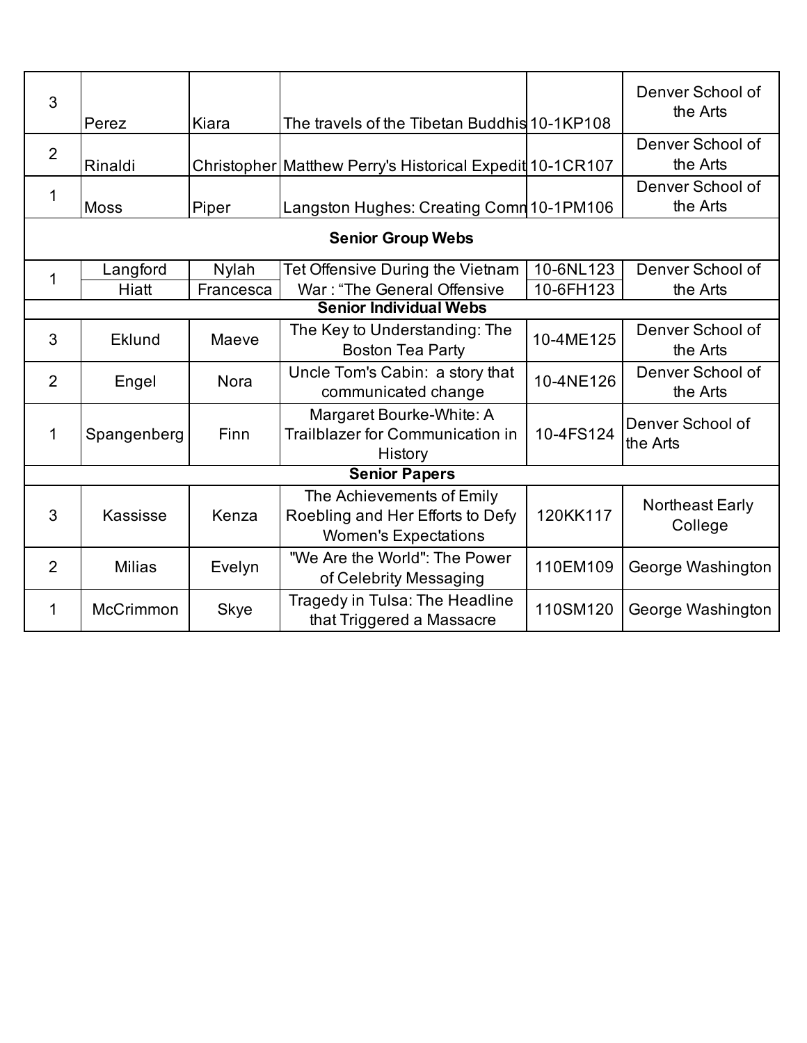| | | | | | |
|---|---|---|---|---|---|
| 3 | Perez | Kiara | The travels of the Tibetan Buddhis | 10-1KP108 | Denver School of the Arts |
| 2 | Rinaldi | Christopher | Matthew Perry's Historical Expedit | 10-1CR107 | Denver School of the Arts |
| 1 | Moss | Piper | Langston Hughes: Creating Comn | 10-1PM106 | Denver School of the Arts |
| **Senior Group Webs** | | | | | |
| 1 | Langford | Nylah | Tet Offensive During the Vietnam War : “The General Offensive | 10-6NL123 | Denver School of the Arts |
| | Hiatt | Francesca | | 10-6FH123 | |
| **Senior Individual Webs** | | | | | |
| 3 | Eklund | Maeve | The Key to Understanding: The Boston Tea Party | 10-4ME125 | Denver School of the Arts |
| 2 | Engel | Nora | Uncle Tom's Cabin: a story that communicated change | 10-4NE126 | Denver School of the Arts |
| 1 | Spangenberg | Finn | Margaret Bourke-White: A Trailblazer for Communication in History | 10-4FS124 | Denver School of the Arts |
| **Senior Papers** | | | | | |
| 3 | Kassisse | Kenza | The Achievements of Emily Roebling and Her Efforts to Defy Women's Expectations | 120KK117 | Northeast Early College |
| 2 | Milias | Evelyn | "We Are the World": The Power of Celebrity Messaging | 110EM109 | George Washington |
| 1 | McCrimmon | Skye | Tragedy in Tulsa: The Headline that Triggered a Massacre | 110SM120 | George Washington |